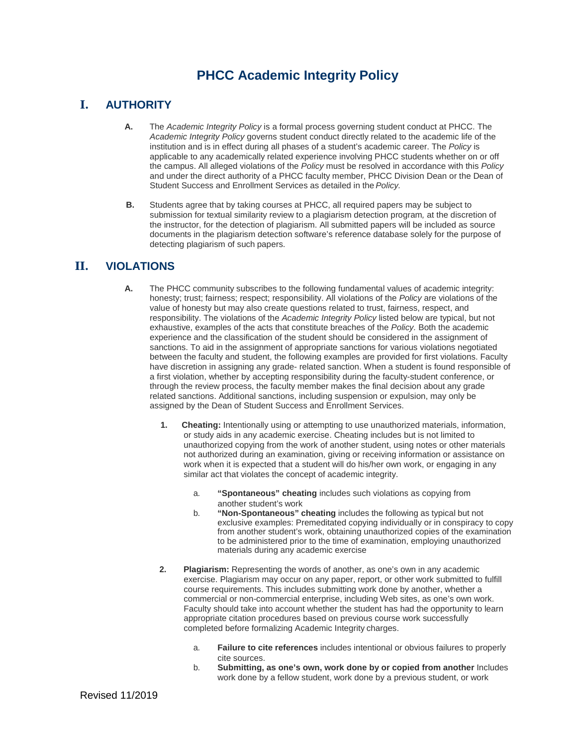# PHCC Academic Integrity Policy

## I. AUTHORITY

**A.** The *Academic Integrity Policy* is a formal process governing student conduct at PHCC. The *Academic Integrity Policy* governs student conduct directly related to the academic life of the institution and is in effect during all phases of a student's academic career. The *Policy* is applicable to any academically related experience involving PHCC students whether on or off the campus. All alleged violations of the *Policy* must be resolved in accordance with this *Policy* and under the direct authority of a PHCC faculty member, PHCC Division Dean or the Dean of Student Success and Enrollment Services as detailed in the *Policy.*

**B.** Students agree that by taking courses at PHCC, all required papers may be subject to submission for textual similarity review to a plagiarism detection program*,* at the discretion of the instructor, for the detection of plagiarism. All submitted papers will be included as source documents in the plagiarism detection software's reference database solely for the purpose of detecting plagiarism of such papers.

## II. VIOLATIONS

**A.** The PHCC community subscribes to the following fundamental values of academic integrity: honesty; trust; fairness; respect; responsibility. All violations of the *Policy* are violations of the value of honesty but may also create questions related to trust, fairness, respect, and responsibility. The violations of the *Academic Integrity Policy* listed below are typical, but not exhaustive, examples of the acts that constitute breaches of the *Policy.* Both the academic experience and the classification of the student should be considered in the assignment of sanctions. To aid in the assignment of appropriate sanctions for various violations negotiated between the faculty and student, the following examples are provided for first violations. Faculty have discretion in assigning any grade- related sanction. When a student is found responsible of a first violation, whether by accepting responsibility during the faculty-student conference, or through the review process, the faculty member makes the final decision about any grade related sanctions. Additional sanctions, including suspension or expulsion, may only be assigned by the Dean of Student Success and Enrollment Services.

1. **Cheating:** Intentionally using or attempting to use unauthorized materials, information, or study aids in any academic exercise. Cheating includes but is not limited to unauthorized copying from the work of another student, using notes or other materials not authorized during an examination, giving or receiving information or assistance on work when it is expected that a student will do his/her own work, or engaging in any similar act that violates the concept of academic integrity.

   a. **"Spontaneous" cheating** includes such violations as copying from another student's work

   b. **"Non-Spontaneous" cheating** includes the following as typical but not exclusive examples: Premeditated copying individually or in conspiracy to copy from another student's work, obtaining unauthorized copies of the examination to be administered prior to the time of examination, employing unauthorized materials during any academic exercise

2. **Plagiarism:** Representing the words of another, as one's own in any academic exercise. Plagiarism may occur on any paper, report, or other work submitted to fulfill course requirements. This includes submitting work done by another, whether a commercial or non-commercial enterprise, including Web sites, as one's own work. Faculty should take into account whether the student has had the opportunity to learn appropriate citation procedures based on previous course work successfully completed before formalizing Academic Integrity charges.

   a. **Failure to cite references** includes intentional or obvious failures to properly cite sources.

   b. **Submitting, as one's own, work done by or copied from another** Includes work done by a fellow student, work done by a previous student, or work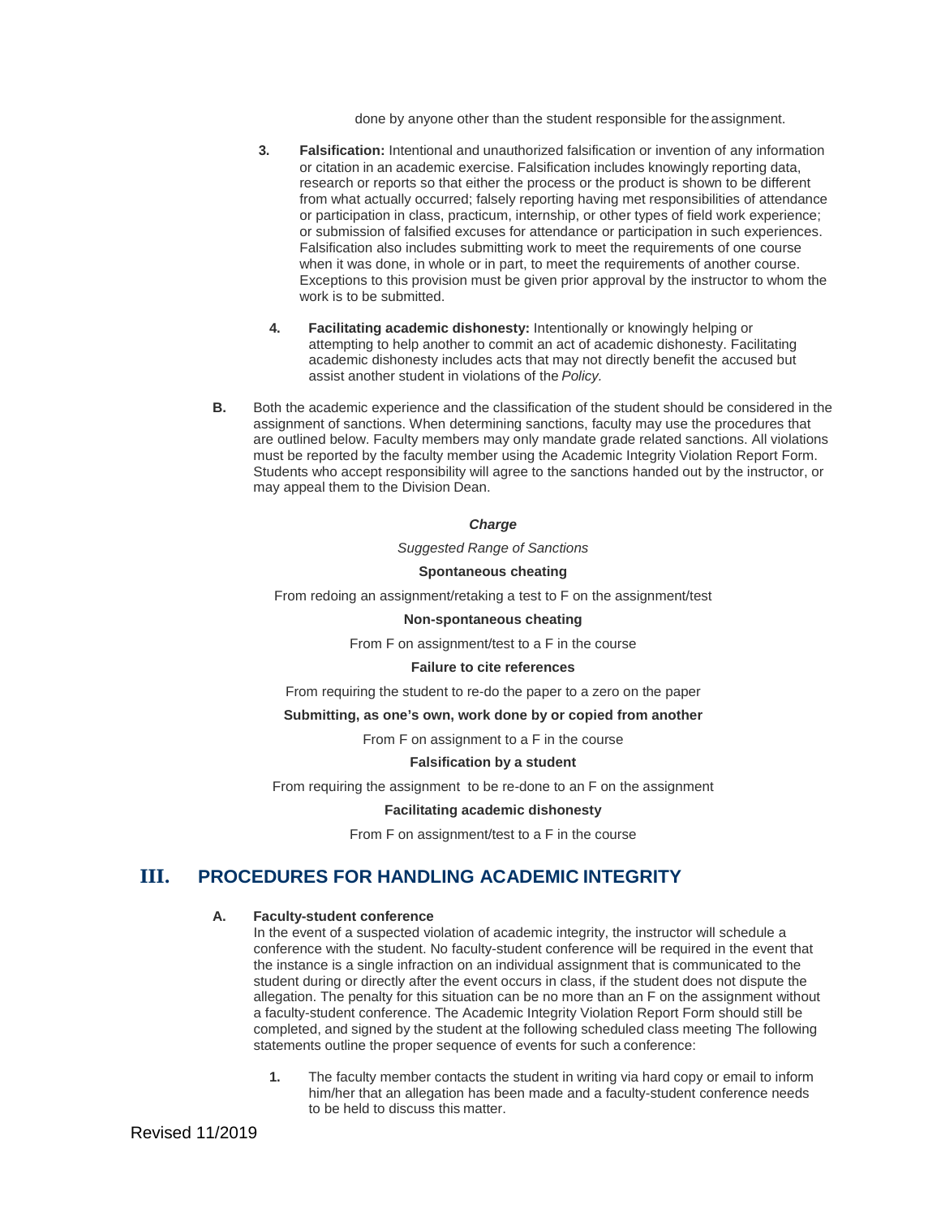done by anyone other than the student responsible for the assignment.

3. **Falsification:** Intentional and unauthorized falsification or invention of any information or citation in an academic exercise. Falsification includes knowingly reporting data, research or reports so that either the process or the product is shown to be different from what actually occurred; falsely reporting having met responsibilities of attendance or participation in class, practicum, internship, or other types of field work experience; or submission of falsified excuses for attendance or participation in such experiences. Falsification also includes submitting work to meet the requirements of one course when it was done, in whole or in part, to meet the requirements of another course. Exceptions to this provision must be given prior approval by the instructor to whom the work is to be submitted.

4. **Facilitating academic dishonesty:** Intentionally or knowingly helping or attempting to help another to commit an act of academic dishonesty. Facilitating academic dishonesty includes acts that may not directly benefit the accused but assist another student in violations of the *Policy.*

**B.** Both the academic experience and the classification of the student should be considered in the assignment of sanctions. When determining sanctions, faculty may use the procedures that are outlined below. Faculty members may only mandate grade related sanctions. All violations must be reported by the faculty member using the Academic Integrity Violation Report Form. Students who accept responsibility will agree to the sanctions handed out by the instructor, or may appeal them to the Division Dean.

***Charge***

*Suggested Range of Sanctions*

**Spontaneous cheating**

From redoing an assignment/retaking a test to F on the assignment/test

**Non-spontaneous cheating**

From F on assignment/test to a F in the course

**Failure to cite references**

From requiring the student to re-do the paper to a zero on the paper

**Submitting, as one's own, work done by or copied from another**

From F on assignment to a F in the course

**Falsification by a student**

From requiring the assignment to be re-done to an F on the assignment

**Facilitating academic dishonesty**

From F on assignment/test to a F in the course

## III. PROCEDURES FOR HANDLING ACADEMIC INTEGRITY

**A. Faculty-student conference**

In the event of a suspected violation of academic integrity, the instructor will schedule a conference with the student. No faculty-student conference will be required in the event that the instance is a single infraction on an individual assignment that is communicated to the student during or directly after the event occurs in class, if the student does not dispute the allegation. The penalty for this situation can be no more than an F on the assignment without a faculty-student conference. The Academic Integrity Violation Report Form should still be completed, and signed by the student at the following scheduled class meeting The following statements outline the proper sequence of events for such a conference:

1. The faculty member contacts the student in writing via hard copy or email to inform him/her that an allegation has been made and a faculty-student conference needs to be held to discuss this matter.

Revised 11/2019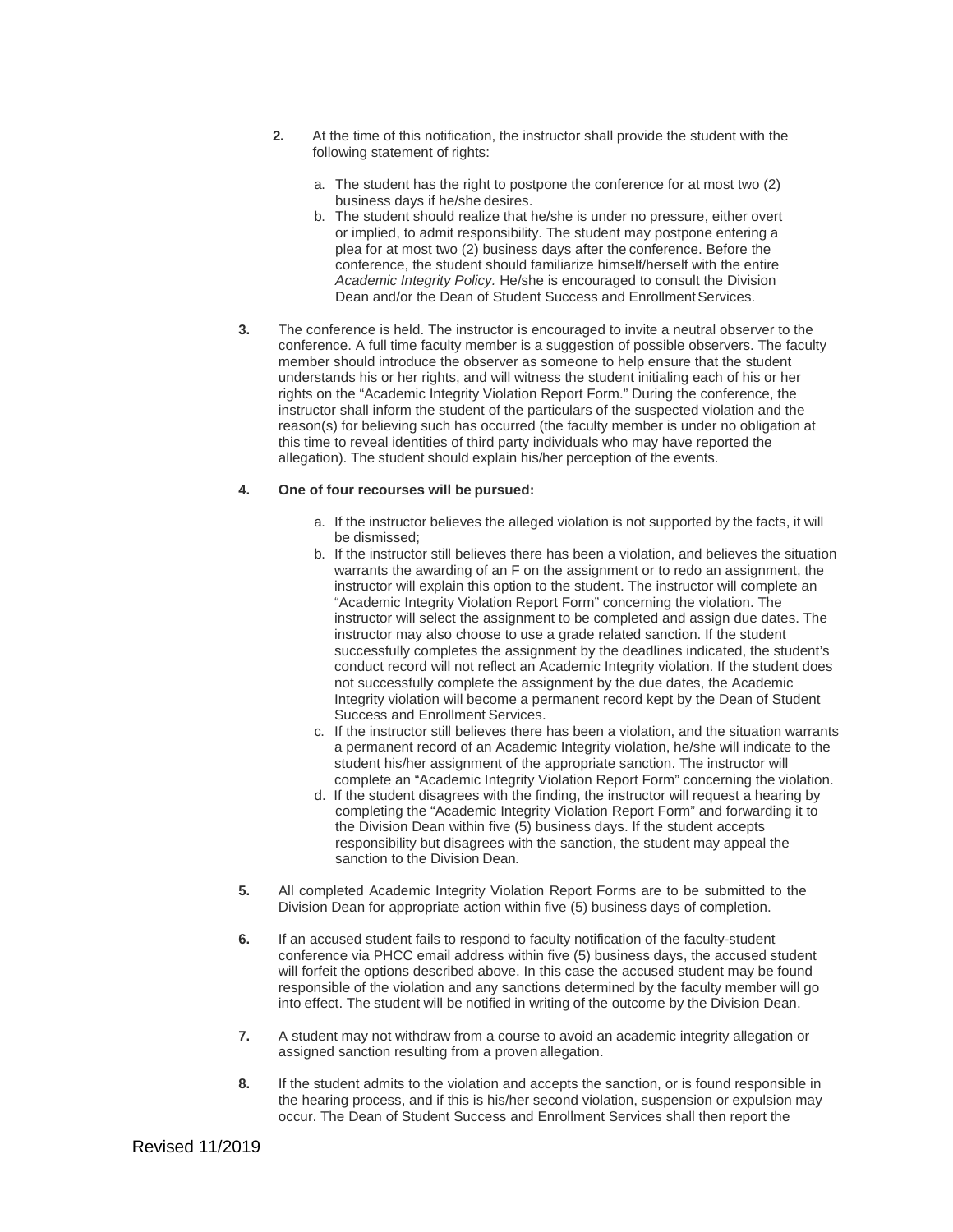**2.** At the time of this notification, the instructor shall provide the student with the following statement of rights:

   a. The student has the right to postpone the conference for at most two (2) business days if he/she desires.
   b. The student should realize that he/she is under no pressure, either overt or implied, to admit responsibility. The student may postpone entering a plea for at most two (2) business days after the conference. Before the conference, the student should familiarize himself/herself with the entire *Academic Integrity Policy*. He/she is encouraged to consult the Division Dean and/or the Dean of Student Success and Enrollment Services.

**3.** The conference is held. The instructor is encouraged to invite a neutral observer to the conference. A full time faculty member is a suggestion of possible observers. The faculty member should introduce the observer as someone to help ensure that the student understands his or her rights, and will witness the student initialing each of his or her rights on the "Academic Integrity Violation Report Form." During the conference, the instructor shall inform the student of the particulars of the suspected violation and the reason(s) for believing such has occurred (the faculty member is under no obligation at this time to reveal identities of third party individuals who may have reported the allegation). The student should explain his/her perception of the events.

**4. One of four recourses will be pursued:**

   a. If the instructor believes the alleged violation is not supported by the facts, it will be dismissed;
   b. If the instructor still believes there has been a violation, and believes the situation warrants the awarding of an F on the assignment or to redo an assignment, the instructor will explain this option to the student. The instructor will complete an "Academic Integrity Violation Report Form" concerning the violation. The instructor will select the assignment to be completed and assign due dates. The instructor may also choose to use a grade related sanction. If the student successfully completes the assignment by the deadlines indicated, the student's conduct record will not reflect an Academic Integrity violation. If the student does not successfully complete the assignment by the due dates, the Academic Integrity violation will become a permanent record kept by the Dean of Student Success and Enrollment Services.
   c. If the instructor still believes there has been a violation, and the situation warrants a permanent record of an Academic Integrity violation, he/she will indicate to the student his/her assignment of the appropriate sanction. The instructor will complete an "Academic Integrity Violation Report Form" concerning the violation.
   d. If the student disagrees with the finding, the instructor will request a hearing by completing the "Academic Integrity Violation Report Form" and forwarding it to the Division Dean within five (5) business days. If the student accepts responsibility but disagrees with the sanction, the student may appeal the sanction to the Division Dean.

**5.** All completed Academic Integrity Violation Report Forms are to be submitted to the Division Dean for appropriate action within five (5) business days of completion.

**6.** If an accused student fails to respond to faculty notification of the faculty-student conference via PHCC email address within five (5) business days, the accused student will forfeit the options described above. In this case the accused student may be found responsible of the violation and any sanctions determined by the faculty member will go into effect. The student will be notified in writing of the outcome by the Division Dean.

**7.** A student may not withdraw from a course to avoid an academic integrity allegation or assigned sanction resulting from a proven allegation.

**8.** If the student admits to the violation and accepts the sanction, or is found responsible in the hearing process, and if this is his/her second violation, suspension or expulsion may occur. The Dean of Student Success and Enrollment Services shall then report the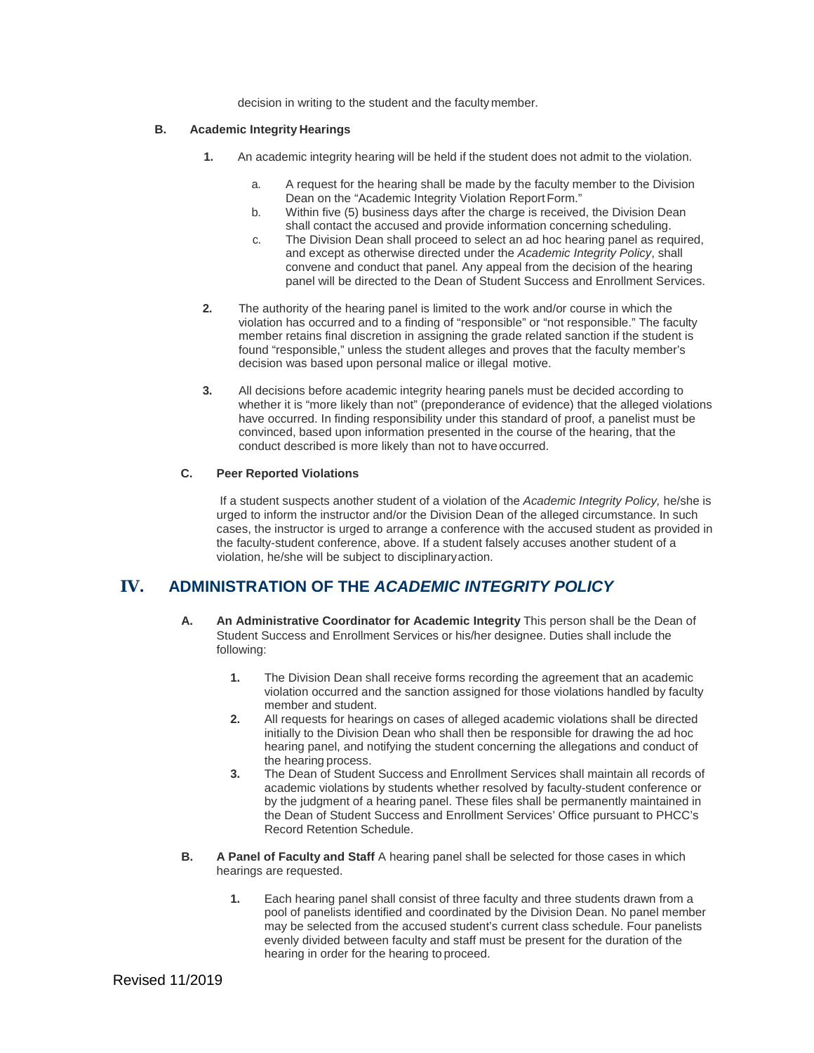decision in writing to the student and the faculty member.

**B. Academic Integrity Hearings**

1. An academic integrity hearing will be held if the student does not admit to the violation.
    a. A request for the hearing shall be made by the faculty member to the Division Dean on the "Academic Integrity Violation Report Form."
    b. Within five (5) business days after the charge is received, the Division Dean shall contact the accused and provide information concerning scheduling.
    c. The Division Dean shall proceed to select an ad hoc hearing panel as required, and except as otherwise directed under the *Academic Integrity Policy*, shall convene and conduct that panel. Any appeal from the decision of the hearing panel will be directed to the Dean of Student Success and Enrollment Services.
2. The authority of the hearing panel is limited to the work and/or course in which the violation has occurred and to a finding of "responsible" or "not responsible." The faculty member retains final discretion in assigning the grade related sanction if the student is found "responsible," unless the student alleges and proves that the faculty member's decision was based upon personal malice or illegal motive.
3. All decisions before academic integrity hearing panels must be decided according to whether it is "more likely than not" (preponderance of evidence) that the alleged violations have occurred. In finding responsibility under this standard of proof, a panelist must be convinced, based upon information presented in the course of the hearing, that the conduct described is more likely than not to have occurred.

**C. Peer Reported Violations**

If a student suspects another student of a violation of the *Academic Integrity Policy,* he/she is urged to inform the instructor and/or the Division Dean of the alleged circumstance. In such cases, the instructor is urged to arrange a conference with the accused student as provided in the faculty-student conference, above. If a student falsely accuses another student of a violation, he/she will be subject to disciplinary action.

## IV. ADMINISTRATION OF THE *ACADEMIC INTEGRITY POLICY*

**A. An Administrative Coordinator for Academic Integrity** This person shall be the Dean of Student Success and Enrollment Services or his/her designee. Duties shall include the following:

1. The Division Dean shall receive forms recording the agreement that an academic violation occurred and the sanction assigned for those violations handled by faculty member and student.
2. All requests for hearings on cases of alleged academic violations shall be directed initially to the Division Dean who shall then be responsible for drawing the ad hoc hearing panel, and notifying the student concerning the allegations and conduct of the hearing process.
3. The Dean of Student Success and Enrollment Services shall maintain all records of academic violations by students whether resolved by faculty-student conference or by the judgment of a hearing panel. These files shall be permanently maintained in the Dean of Student Success and Enrollment Services' Office pursuant to PHCC's Record Retention Schedule.

**B. A Panel of Faculty and Staff** A hearing panel shall be selected for those cases in which hearings are requested.

1. Each hearing panel shall consist of three faculty and three students drawn from a pool of panelists identified and coordinated by the Division Dean. No panel member may be selected from the accused student's current class schedule. Four panelists evenly divided between faculty and staff must be present for the duration of the hearing in order for the hearing to proceed.

Revised 11/2019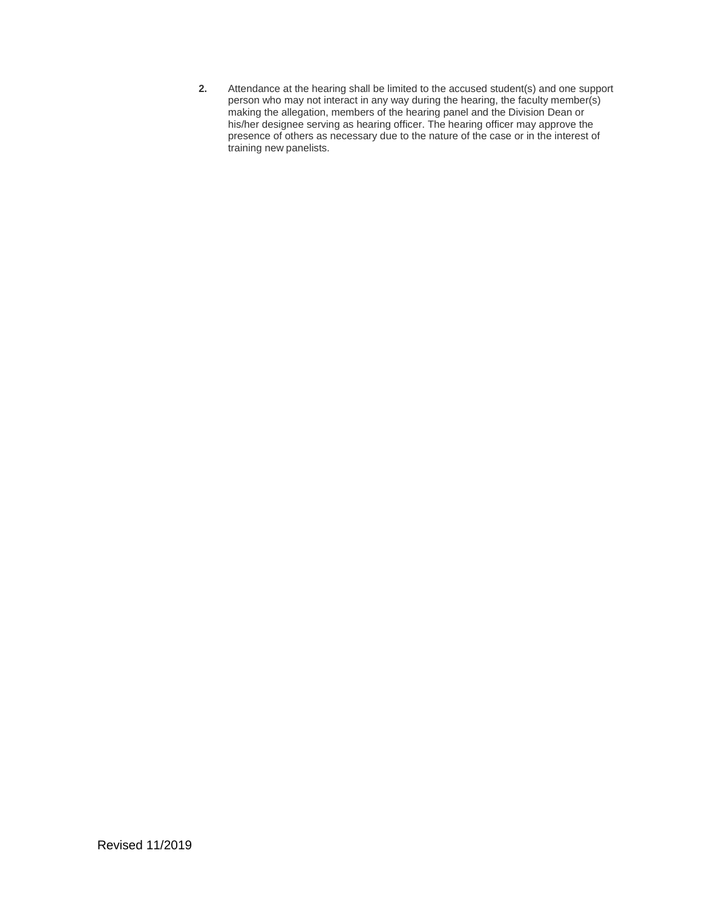2. Attendance at the hearing shall be limited to the accused student(s) and one support person who may not interact in any way during the hearing, the faculty member(s) making the allegation, members of the hearing panel and the Division Dean or his/her designee serving as hearing officer. The hearing officer may approve the presence of others as necessary due to the nature of the case or in the interest of training new panelists.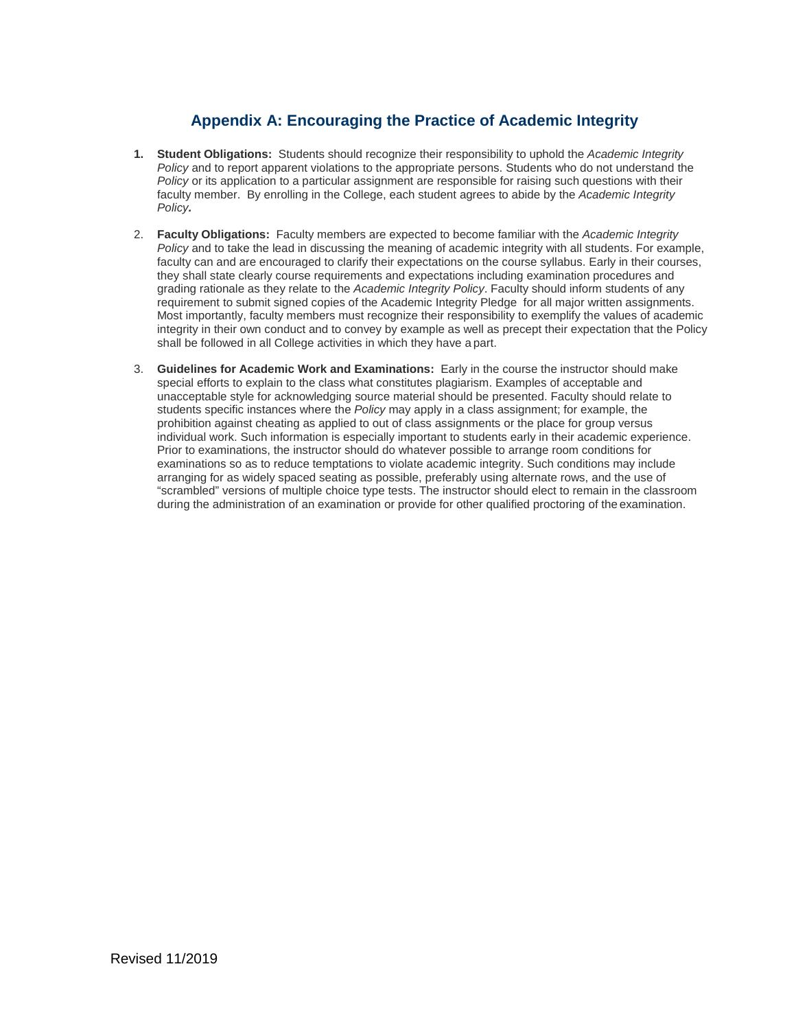## Appendix A: Encouraging the Practice of Academic Integrity

1. **Student Obligations:** Students should recognize their responsibility to uphold the *Academic Integrity Policy* and to report apparent violations to the appropriate persons. Students who do not understand the *Policy* or its application to a particular assignment are responsible for raising such questions with their faculty member. By enrolling in the College, each student agrees to abide by the *Academic Integrity Policy*.

2. **Faculty Obligations:** Faculty members are expected to become familiar with the *Academic Integrity Policy* and to take the lead in discussing the meaning of academic integrity with all students. For example, faculty can and are encouraged to clarify their expectations on the course syllabus. Early in their courses, they shall state clearly course requirements and expectations including examination procedures and grading rationale as they relate to the *Academic Integrity Policy*. Faculty should inform students of any requirement to submit signed copies of the Academic Integrity Pledge for all major written assignments. Most importantly, faculty members must recognize their responsibility to exemplify the values of academic integrity in their own conduct and to convey by example as well as precept their expectation that the Policy shall be followed in all College activities in which they have a part.

3. **Guidelines for Academic Work and Examinations:** Early in the course the instructor should make special efforts to explain to the class what constitutes plagiarism. Examples of acceptable and unacceptable style for acknowledging source material should be presented. Faculty should relate to students specific instances where the *Policy* may apply in a class assignment; for example, the prohibition against cheating as applied to out of class assignments or the place for group versus individual work. Such information is especially important to students early in their academic experience. Prior to examinations, the instructor should do whatever possible to arrange room conditions for examinations so as to reduce temptations to violate academic integrity. Such conditions may include arranging for as widely spaced seating as possible, preferably using alternate rows, and the use of "scrambled" versions of multiple choice type tests. The instructor should elect to remain in the classroom during the administration of an examination or provide for other qualified proctoring of the examination.

Revised 11/2019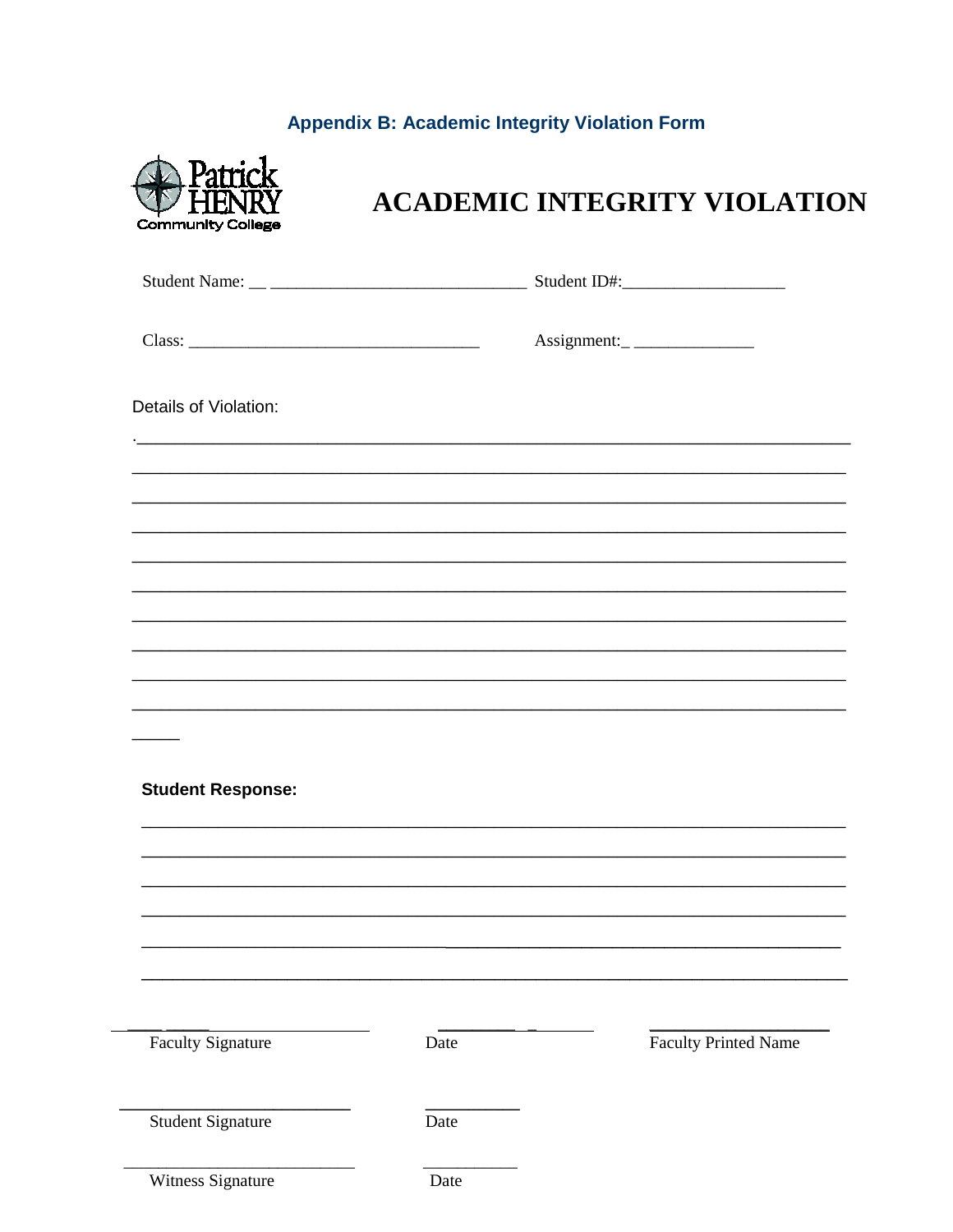## Appendix B: Academic Integrity Violation Form

Patrick HENRY Community College

# ACADEMIC INTEGRITY VIOLATION

Student Name: __ ______________________________ Student ID#:___________________

Class: __________________________________ Assignment:_ ______________

Details of Violation:

.____________________________________________________________________________

_____________________________________________________________________________

_____________________________________________________________________________

_____________________________________________________________________________

_____________________________________________________________________________

_____________________________________________________________________________

_____________________________________________________________________________

_____________________________________________________________________________

_____________________________________________________________________________

_____________________________________________________________________________

_____

**Student Response:**

_____________________________________________________________________________

_____________________________________________________________________________

_____________________________________________________________________________

_____________________________________________________________________________

_____________________________________________________________________________

_____________________________________________________________________________

| | | |
|---|---|---|
| ______________________ | ______________ | ____________________ |
| Faculty Signature | Date | Faculty Printed Name |
| ______________________ | __________ | |
| Student Signature | Date | |
| ______________________ | __________ | |
| Witness Signature | Date | |